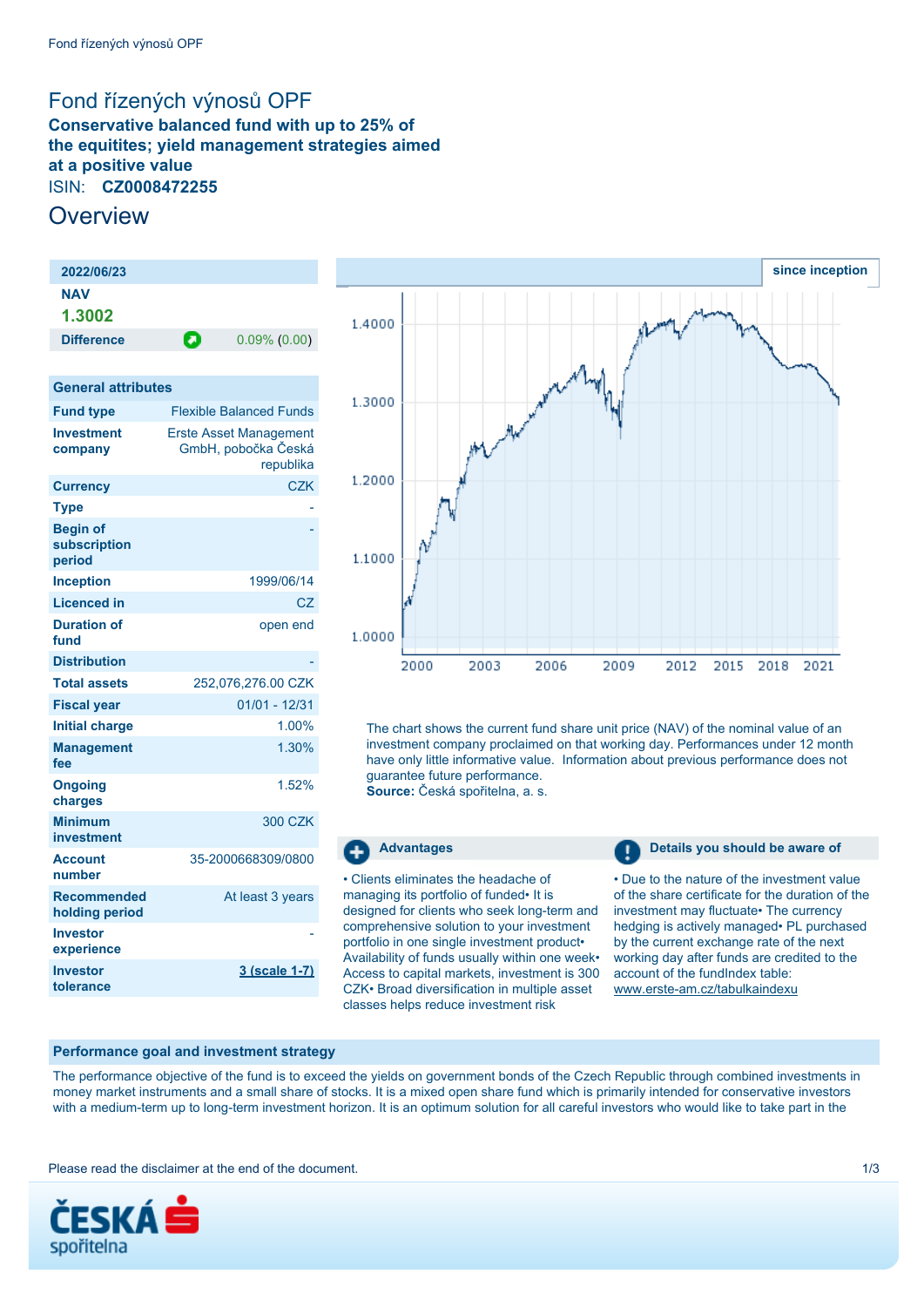# Fond řízených výnosů OPF

**Conservative balanced fund with up to 25% of the equitites; yield management strategies aimed at a positive value**

ISIN: **CZ0008472255**

## Overview

| 2022/06/23 | |
|---|---|
| **NAV** | |
| **1.3002** | |
| **Difference** | 0.09% (0.00) |

| General attributes | |
|---|---|
| **Fund type** | Flexible Balanced Funds |
| **Investment company** | Erste Asset Management GmbH, pobočka Česká republika |
| **Currency** | CZK |
| **Type** | - |
| **Begin of subscription period** | - |
| **Inception** | 1999/06/14 |
| **Licenced in** | CZ |
| **Duration of fund** | open end |
| **Distribution** | - |
| **Total assets** | 252,076,276.00 CZK |
| **Fiscal year** | 01/01 - 12/31 |
| **Initial charge** | 1.00% |
| **Management fee** | 1.30% |
| **Ongoing charges** | 1.52% |
| **Minimum investment** | 300 CZK |
| **Account number** | 35-2000668309/0800 |
| **Recommended holding period** | At least 3 years |
| **Investor experience** | - |
| **Investor tolerance** | 3 (scale 1-7) |

since inception

The chart shows the current fund share unit price (NAV) of the nominal value of an investment company proclaimed on that working day. Performances under 12 month have only little informative value. Information about previous performance does not guarantee future performance.
**Source:** Česká spořitelna, a. s.

### Advantages

• Clients eliminates the headache of managing its portfolio of funded• It is designed for clients who seek long-term and comprehensive solution to your investment portfolio in one single investment product• Availability of funds usually within one week• Access to capital markets, investment is 300 CZK• Broad diversification in multiple asset classes helps reduce investment risk

### Details you should be aware of

• Due to the nature of the investment value of the share certificate for the duration of the investment may fluctuate• The currency hedging is actively managed• PL purchased by the current exchange rate of the next working day after funds are credited to the account of the fundIndex table: www.erste-am.cz/tabulkaindexu

### Performance goal and investment strategy

The performance objective of the fund is to exceed the yields on government bonds of the Czech Republic through combined investments in money market instruments and a small share of stocks. It is a mixed open share fund which is primarily intended for conservative investors with a medium-term up to long-term investment horizon. It is an optimum solution for all careful investors who would like to take part in the

Please read the disclaimer at the end of the document.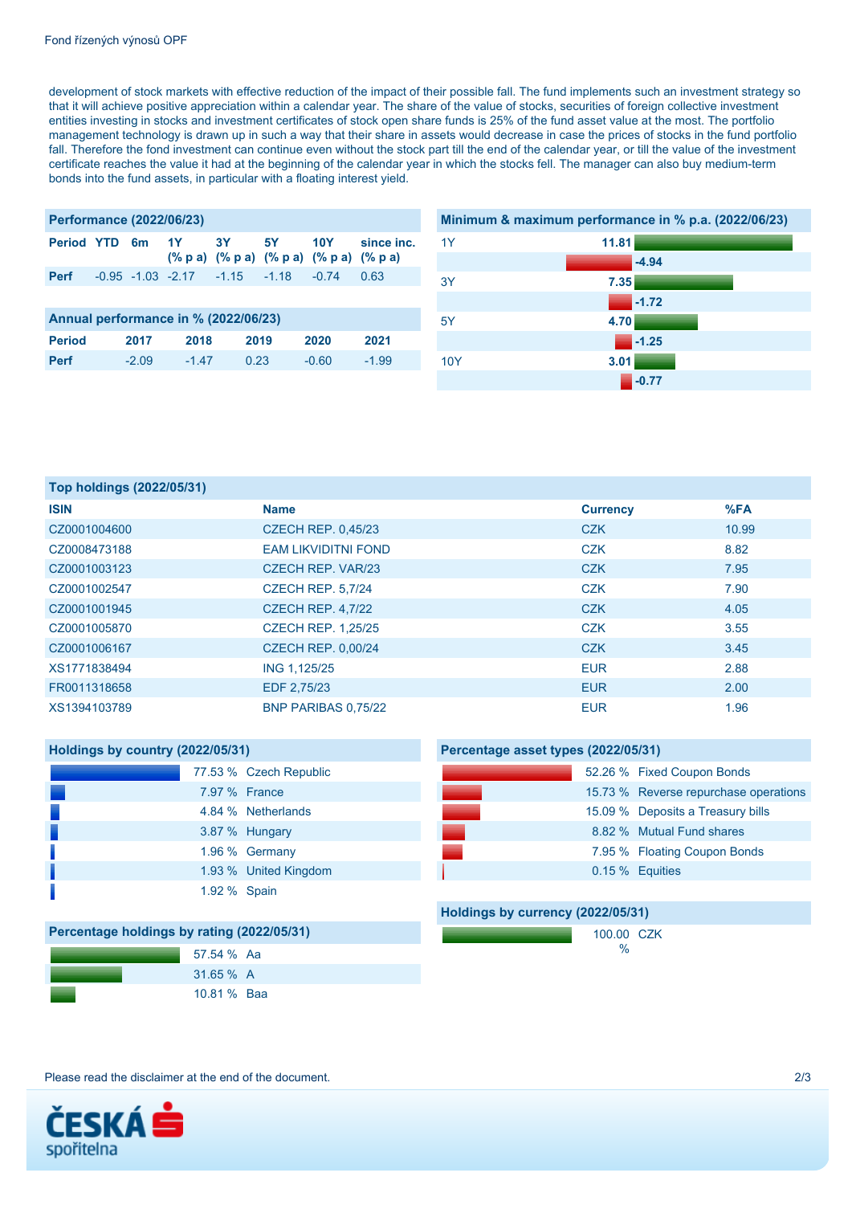development of stock markets with effective reduction of the impact of their possible fall. The fund implements such an investment strategy so that it will achieve positive appreciation within a calendar year. The share of the value of stocks, securities of foreign collective investment entities investing in stocks and investment certificates of stock open share funds is 25% of the fund asset value at the most. The portfolio management technology is drawn up in such a way that their share in assets would decrease in case the prices of stocks in the fund portfolio fall. Therefore the fond investment can continue even without the stock part till the end of the calendar year, or till the value of the investment certificate reaches the value it had at the beginning of the calendar year in which the stocks fell. The manager can also buy medium-term bonds into the fund assets, in particular with a floating interest yield.

## Performance (2022/06/23)

| Period | YTD | 6m | 1Y (% p a) | 3Y (% p a) | 5Y (% p a) | 10Y (% p a) | since inc. (% p a) |
|---|---|---|---|---|---|---|---|
| Perf | -0.95 | -1.03 | -2.17 | -1.15 | -1.18 | -0.74 | 0.63 |

## Annual performance in % (2022/06/23)

| Period | 2017 | 2018 | 2019 | 2020 | 2021 |
|---|---|---|---|---|---|
| Perf | -2.09 | -1.47 | 0.23 | -0.60 | -1.99 |

## Minimum & maximum performance in % p.a. (2022/06/23)

| Period | Max | Min |
|---|---|---|
| 1Y | 11.81 | -4.94 |
| 3Y | 7.35 | -1.72 |
| 5Y | 4.70 | -1.25 |
| 10Y | 3.01 | -0.77 |

## Top holdings (2022/05/31)

| ISIN | Name | Currency | %FA |
|---|---|---|---|
| CZ0001004600 | CZECH REP. 0,45/23 | CZK | 10.99 |
| CZ0008473188 | EAM LIKVIDITNI FOND | CZK | 8.82 |
| CZ0001003123 | CZECH REP. VAR/23 | CZK | 7.95 |
| CZ0001002547 | CZECH REP. 5,7/24 | CZK | 7.90 |
| CZ0001001945 | CZECH REP. 4,7/22 | CZK | 4.05 |
| CZ0001005870 | CZECH REP. 1,25/25 | CZK | 3.55 |
| CZ0001006167 | CZECH REP. 0,00/24 | CZK | 3.45 |
| XS1771838494 | ING 1,125/25 | EUR | 2.88 |
| FR0011318658 | EDF 2,75/23 | EUR | 2.00 |
| XS1394103789 | BNP PARIBAS 0,75/22 | EUR | 1.96 |

## Holdings by country (2022/05/31)

| % | Country |
|---|---|
| 77.53 % | Czech Republic |
| 7.97 % | France |
| 4.84 % | Netherlands |
| 3.87 % | Hungary |
| 1.96 % | Germany |
| 1.93 % | United Kingdom |
| 1.92 % | Spain |

## Percentage asset types (2022/05/31)

| % | Asset type |
|---|---|
| 52.26 % | Fixed Coupon Bonds |
| 15.73 % | Reverse repurchase operations |
| 15.09 % | Deposits a Treasury bills |
| 8.82 % | Mutual Fund shares |
| 7.95 % | Floating Coupon Bonds |
| 0.15 % | Equities |

## Percentage holdings by rating (2022/05/31)

| % | Rating |
|---|---|
| 57.54 % | Aa |
| 31.65 % | A |
| 10.81 % | Baa |

## Holdings by currency (2022/05/31)

| % | Currency |
|---|---|
| 100.00 % | CZK |

Please read the disclaimer at the end of the document.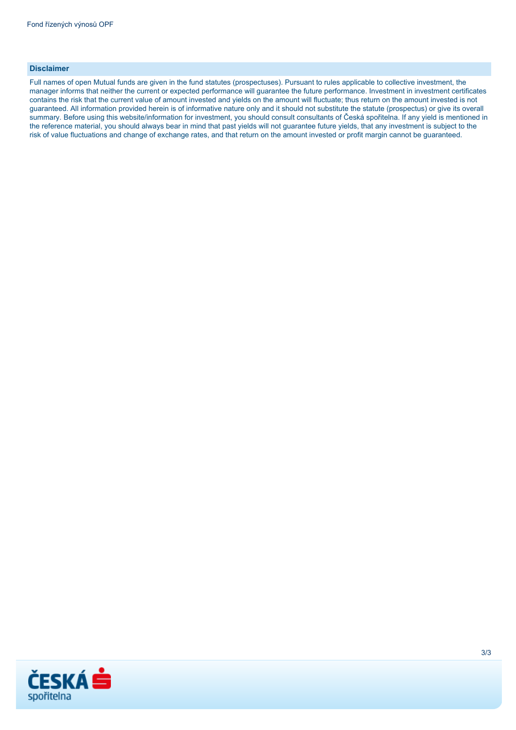## Disclaimer

Full names of open Mutual funds are given in the fund statutes (prospectuses). Pursuant to rules applicable to collective investment, the manager informs that neither the current or expected performance will guarantee the future performance. Investment in investment certificates contains the risk that the current value of amount invested and yields on the amount will fluctuate; thus return on the amount invested is not guaranteed. All information provided herein is of informative nature only and it should not substitute the statute (prospectus) or give its overall summary. Before using this website/information for investment, you should consult consultants of Česká spořitelna. If any yield is mentioned in the reference material, you should always bear in mind that past yields will not guarantee future yields, that any investment is subject to the risk of value fluctuations and change of exchange rates, and that return on the amount invested or profit margin cannot be guaranteed.